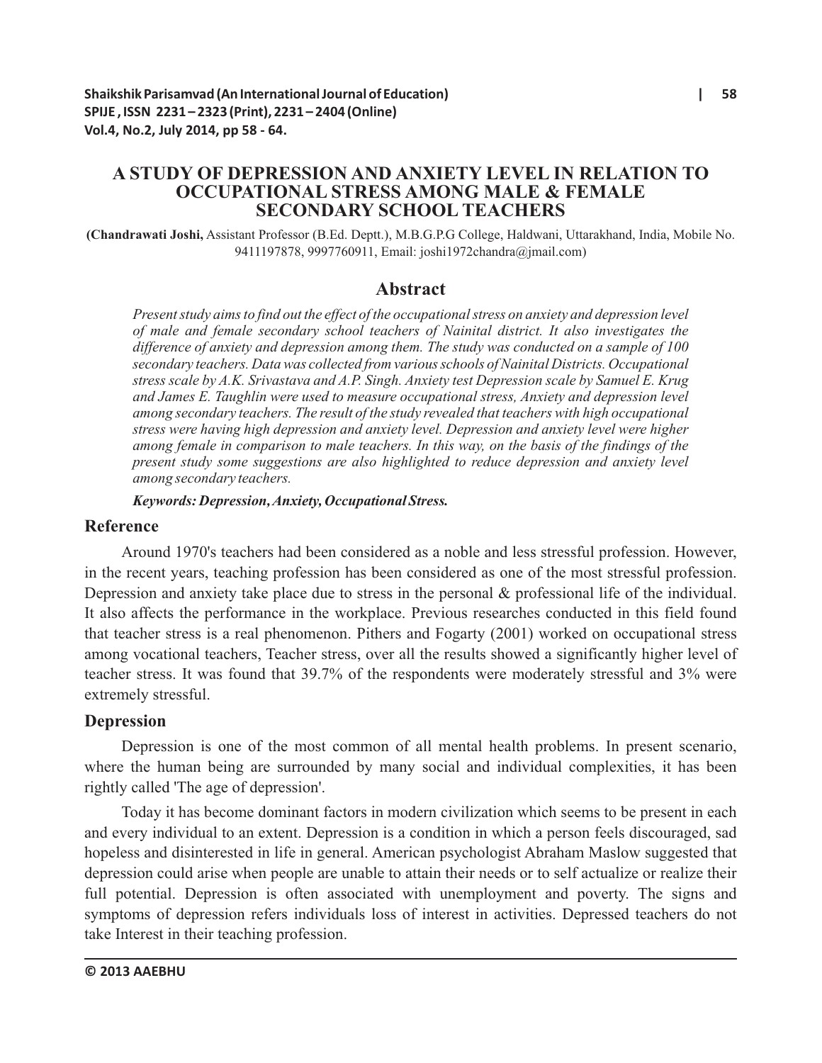# A STUDY OF DEPRESSION AND ANXIETY LEVEL IN RELATION TO OCCUPATIONAL STRESS AMONG MALE & FEMALE SECONDARY SCHOOL TEACHERS

**(Chandrawati Joshi,** Assistant Professor (B.Ed. Deptt.), M.B.G.P.G College, Haldwani, Uttarakhand, India, Mobile No. 9411197878, 9997760911, Email: joshi1972chandra@jmail.com)

## Abstract

*Present study aims to find out the effect of the occupational stress on anxiety and depression level of male and female secondary school teachers of Nainital district. It also investigates the difference of anxiety and depression among them. The study was conducted on a sample of 100 secondary teachers. Data was collected from various schools of Nainital Districts. Occupational stress scale by A.K. Srivastava and A.P. Singh. Anxiety test Depression scale by Samuel E. Krug and James E. Taughlin were used to measure occupational stress, Anxiety and depression level among secondary teachers. The result of the study revealed that teachers with high occupational stress were having high depression and anxiety level. Depression and anxiety level were higher among female in comparison to male teachers. In this way, on the basis of the findings of the present study some suggestions are also highlighted to reduce depression and anxiety level among secondary teachers.*

***Keywords: Depression, Anxiety, Occupational Stress.***

## Reference

Around 1970's teachers had been considered as a noble and less stressful profession. However, in the recent years, teaching profession has been considered as one of the most stressful profession. Depression and anxiety take place due to stress in the personal & professional life of the individual. It also affects the performance in the workplace. Previous researches conducted in this field found that teacher stress is a real phenomenon. Pithers and Fogarty (2001) worked on occupational stress among vocational teachers, Teacher stress, over all the results showed a significantly higher level of teacher stress. It was found that 39.7% of the respondents were moderately stressful and 3% were extremely stressful.

## Depression

Depression is one of the most common of all mental health problems. In present scenario, where the human being are surrounded by many social and individual complexities, it has been rightly called 'The age of depression'.

Today it has become dominant factors in modern civilization which seems to be present in each and every individual to an extent. Depression is a condition in which a person feels discouraged, sad hopeless and disinterested in life in general. American psychologist Abraham Maslow suggested that depression could arise when people are unable to attain their needs or to self actualize or realize their full potential. Depression is often associated with unemployment and poverty. The signs and symptoms of depression refers individuals loss of interest in activities. Depressed teachers do not take Interest in their teaching profession.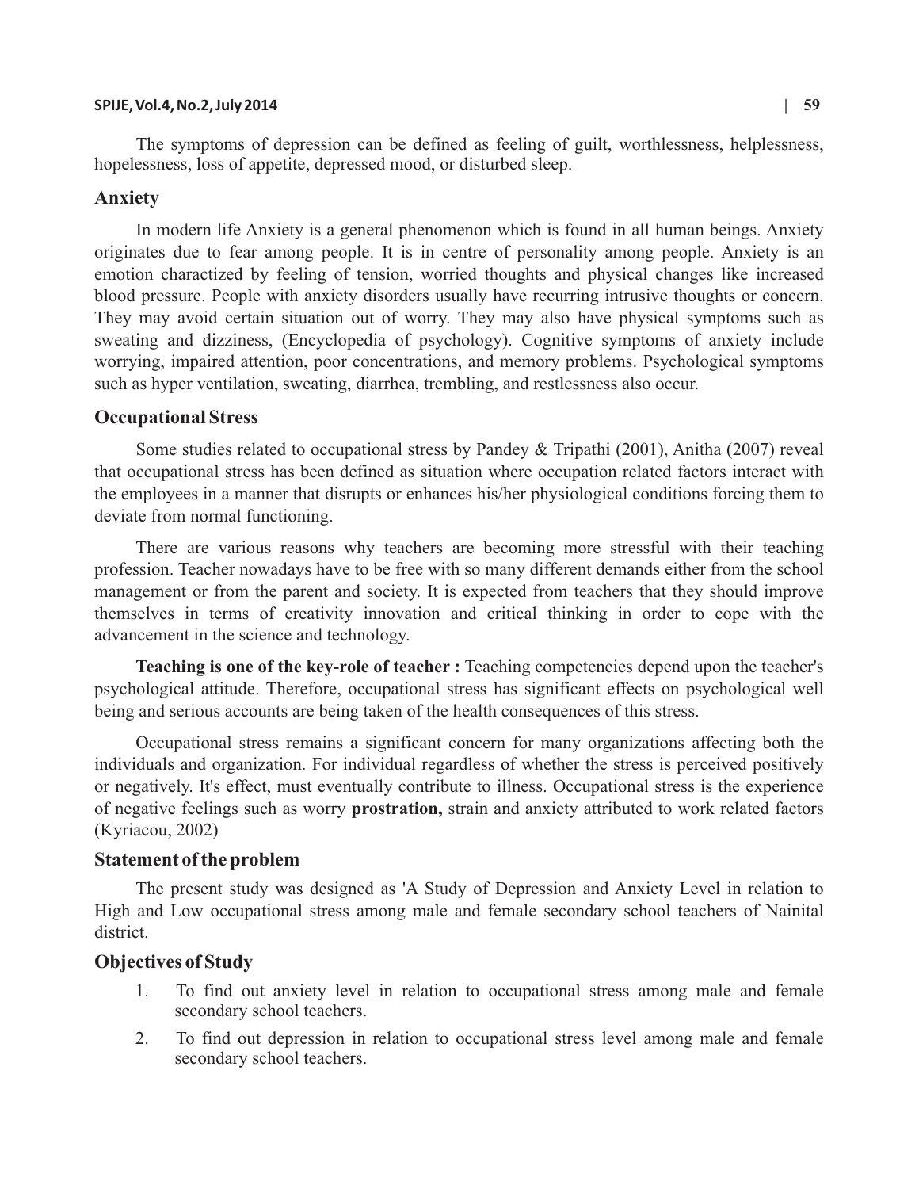The symptoms of depression can be defined as feeling of guilt, worthlessness, helplessness, hopelessness, loss of appetite, depressed mood, or disturbed sleep.

## Anxiety

In modern life Anxiety is a general phenomenon which is found in all human beings. Anxiety originates due to fear among people. It is in centre of personality among people. Anxiety is an emotion charactized by feeling of tension, worried thoughts and physical changes like increased blood pressure. People with anxiety disorders usually have recurring intrusive thoughts or concern. They may avoid certain situation out of worry. They may also have physical symptoms such as sweating and dizziness, (Encyclopedia of psychology). Cognitive symptoms of anxiety include worrying, impaired attention, poor concentrations, and memory problems. Psychological symptoms such as hyper ventilation, sweating, diarrhea, trembling, and restlessness also occur.

## Occupational Stress

Some studies related to occupational stress by Pandey & Tripathi (2001), Anitha (2007) reveal that occupational stress has been defined as situation where occupation related factors interact with the employees in a manner that disrupts or enhances his/her physiological conditions forcing them to deviate from normal functioning.

There are various reasons why teachers are becoming more stressful with their teaching profession. Teacher nowadays have to be free with so many different demands either from the school management or from the parent and society. It is expected from teachers that they should improve themselves in terms of creativity innovation and critical thinking in order to cope with the advancement in the science and technology.

**Teaching is one of the key-role of teacher :** Teaching competencies depend upon the teacher's psychological attitude. Therefore, occupational stress has significant effects on psychological well being and serious accounts are being taken of the health consequences of this stress.

Occupational stress remains a significant concern for many organizations affecting both the individuals and organization. For individual regardless of whether the stress is perceived positively or negatively. It's effect, must eventually contribute to illness. Occupational stress is the experience of negative feelings such as worry **prostration,** strain and anxiety attributed to work related factors (Kyriacou, 2002)

## Statement of the problem

The present study was designed as 'A Study of Depression and Anxiety Level in relation to High and Low occupational stress among male and female secondary school teachers of Nainital district.

## Objectives of Study

1. To find out anxiety level in relation to occupational stress among male and female secondary school teachers.
2. To find out depression in relation to occupational stress level among male and female secondary school teachers.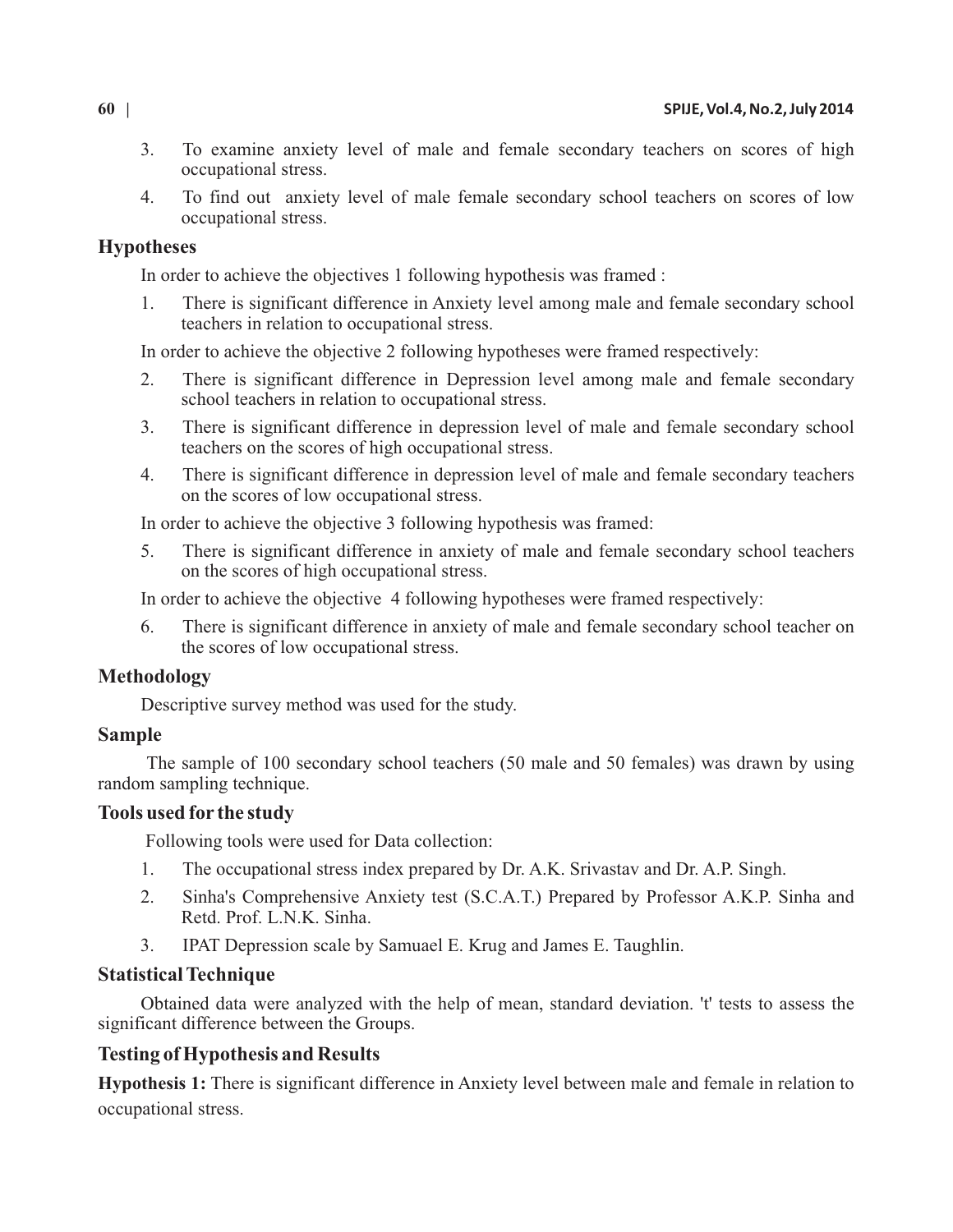3. To examine anxiety level of male and female secondary teachers on scores of high occupational stress.
4. To find out anxiety level of male female secondary school teachers on scores of low occupational stress.

## Hypotheses

In order to achieve the objectives 1 following hypothesis was framed :

1. There is significant difference in Anxiety level among male and female secondary school teachers in relation to occupational stress.

In order to achieve the objective 2 following hypotheses were framed respectively:

2. There is significant difference in Depression level among male and female secondary school teachers in relation to occupational stress.
3. There is significant difference in depression level of male and female secondary school teachers on the scores of high occupational stress.
4. There is significant difference in depression level of male and female secondary teachers on the scores of low occupational stress.

In order to achieve the objective 3 following hypothesis was framed:

5. There is significant difference in anxiety of male and female secondary school teachers on the scores of high occupational stress.

In order to achieve the objective 4 following hypotheses were framed respectively:

6. There is significant difference in anxiety of male and female secondary school teacher on the scores of low occupational stress.

## Methodology

Descriptive survey method was used for the study.

## Sample

The sample of 100 secondary school teachers (50 male and 50 females) was drawn by using random sampling technique.

## Tools used for the study

Following tools were used for Data collection:

1. The occupational stress index prepared by Dr. A.K. Srivastav and Dr. A.P. Singh.
2. Sinha's Comprehensive Anxiety test (S.C.A.T.) Prepared by Professor A.K.P. Sinha and Retd. Prof. L.N.K. Sinha.
3. IPAT Depression scale by Samuael E. Krug and James E. Taughlin.

## Statistical Technique

Obtained data were analyzed with the help of mean, standard deviation. 't' tests to assess the significant difference between the Groups.

## Testing of Hypothesis and Results

**Hypothesis 1:** There is significant difference in Anxiety level between male and female in relation to occupational stress.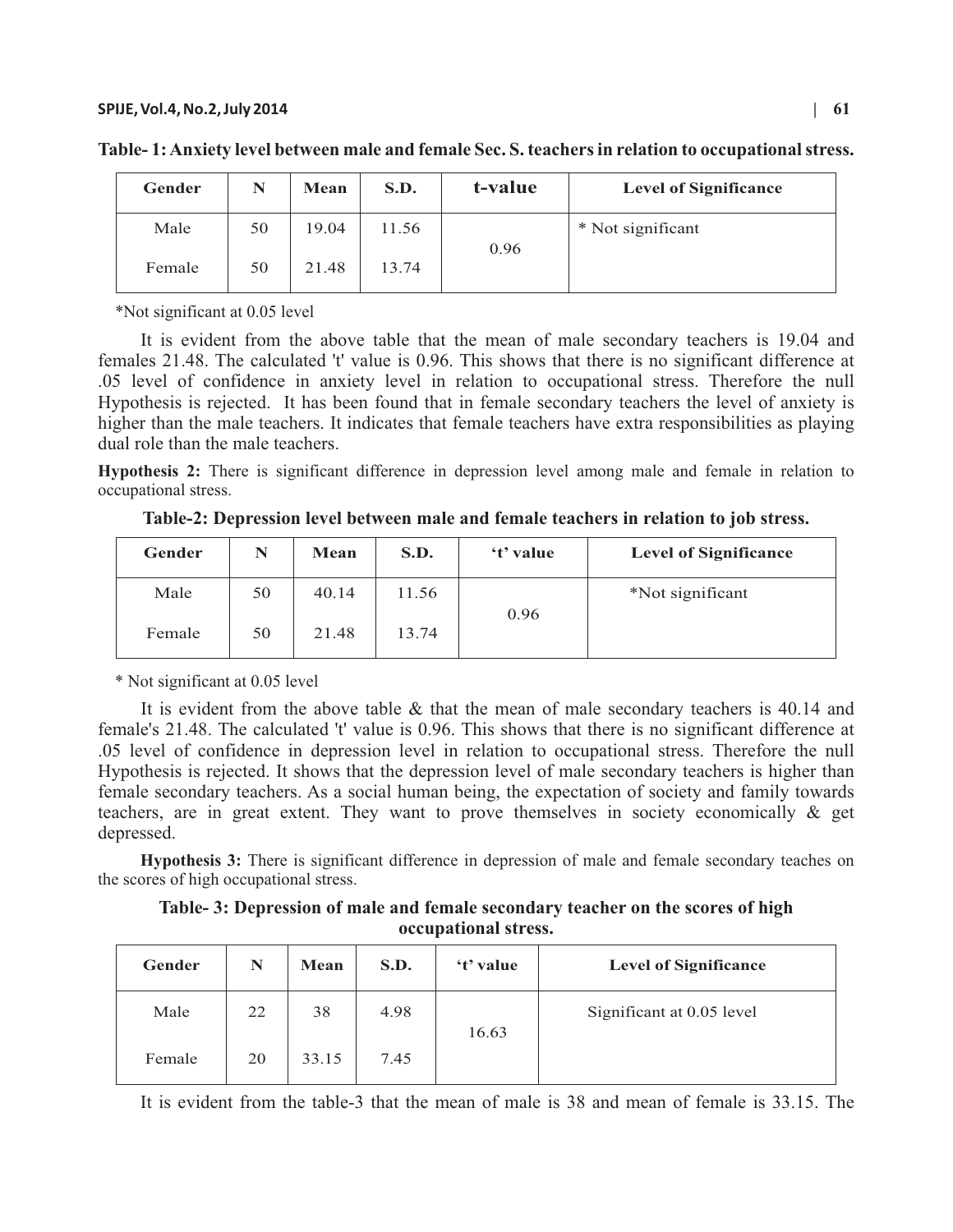**Table- 1: Anxiety level between male and female Sec. S. teachers in relation to occupational stress.**

| Gender | N | Mean | S.D. | t-value | Level of Significance |
|---|---|---|---|---|---|
| Male | 50 | 19.04 | 11.56 | 0.96 | * Not significant |
| Female | 50 | 21.48 | 13.74 | | |

*Not significant at 0.05 level

It is evident from the above table that the mean of male secondary teachers is 19.04 and females 21.48. The calculated 't' value is 0.96. This shows that there is no significant difference at .05 level of confidence in anxiety level in relation to occupational stress. Therefore the null Hypothesis is rejected. It has been found that in female secondary teachers the level of anxiety is higher than the male teachers. It indicates that female teachers have extra responsibilities as playing dual role than the male teachers.

**Hypothesis 2:** There is significant difference in depression level among male and female in relation to occupational stress.

**Table-2: Depression level between male and female teachers in relation to job stress.**

| Gender | N | Mean | S.D. | 't' value | Level of Significance |
|---|---|---|---|---|---|
| Male | 50 | 40.14 | 11.56 | 0.96 | *Not significant |
| Female | 50 | 21.48 | 13.74 | | |

* Not significant at 0.05 level

It is evident from the above table & that the mean of male secondary teachers is 40.14 and female's 21.48. The calculated 't' value is 0.96. This shows that there is no significant difference at .05 level of confidence in depression level in relation to occupational stress. Therefore the null Hypothesis is rejected. It shows that the depression level of male secondary teachers is higher than female secondary teachers. As a social human being, the expectation of society and family towards teachers, are in great extent. They want to prove themselves in society economically & get depressed.

**Hypothesis 3:** There is significant difference in depression of male and female secondary teaches on the scores of high occupational stress.

**Table- 3: Depression of male and female secondary teacher on the scores of high occupational stress.**

| Gender | N | Mean | S.D. | 't' value | Level of Significance |
|---|---|---|---|---|---|
| Male | 22 | 38 | 4.98 | 16.63 | Significant at 0.05 level |
| Female | 20 | 33.15 | 7.45 | | |

It is evident from the table-3 that the mean of male is 38 and mean of female is 33.15. The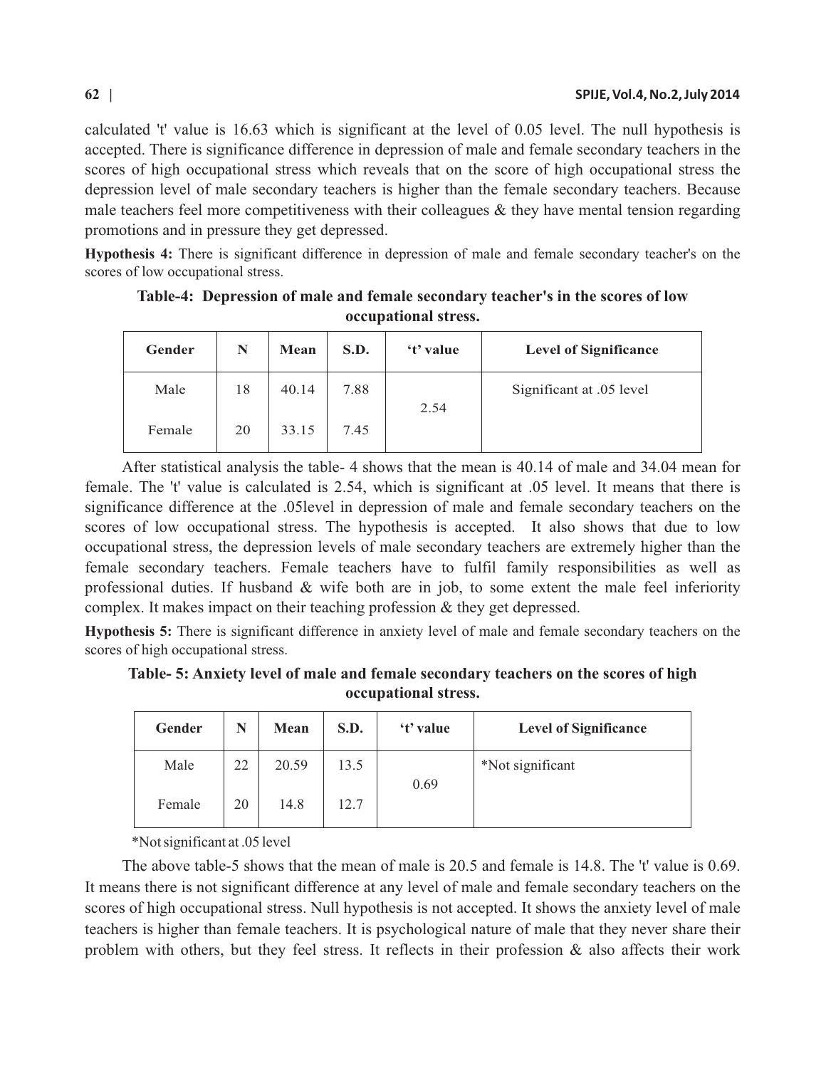calculated 't' value is 16.63 which is significant at the level of 0.05 level. The null hypothesis is accepted. There is significance difference in depression of male and female secondary teachers in the scores of high occupational stress which reveals that on the score of high occupational stress the depression level of male secondary teachers is higher than the female secondary teachers. Because male teachers feel more competitiveness with their colleagues & they have mental tension regarding promotions and in pressure they get depressed.

**Hypothesis 4:** There is significant difference in depression of male and female secondary teacher's on the scores of low occupational stress.

**Table-4: Depression of male and female secondary teacher's in the scores of low occupational stress.**

| Gender | N | Mean | S.D. | 't' value | Level of Significance |
|---|---|---|---|---|---|
| Male | 18 | 40.14 | 7.88 | 2.54 | Significant at .05 level |
| Female | 20 | 33.15 | 7.45 | | |

After statistical analysis the table- 4 shows that the mean is 40.14 of male and 34.04 mean for female. The 't' value is calculated is 2.54, which is significant at .05 level. It means that there is significance difference at the .05level in depression of male and female secondary teachers on the scores of low occupational stress. The hypothesis is accepted. It also shows that due to low occupational stress, the depression levels of male secondary teachers are extremely higher than the female secondary teachers. Female teachers have to fulfil family responsibilities as well as professional duties. If husband & wife both are in job, to some extent the male feel inferiority complex. It makes impact on their teaching profession & they get depressed.

**Hypothesis 5:** There is significant difference in anxiety level of male and female secondary teachers on the scores of high occupational stress.

**Table- 5: Anxiety level of male and female secondary teachers on the scores of high occupational stress.**

| Gender | N | Mean | S.D. | 't' value | Level of Significance |
|---|---|---|---|---|---|
| Male | 22 | 20.59 | 13.5 | 0.69 | *Not significant |
| Female | 20 | 14.8 | 12.7 | | |

*Not significant at .05 level

The above table-5 shows that the mean of male is 20.5 and female is 14.8. The 't' value is 0.69. It means there is not significant difference at any level of male and female secondary teachers on the scores of high occupational stress. Null hypothesis is not accepted. It shows the anxiety level of male teachers is higher than female teachers. It is psychological nature of male that they never share their problem with others, but they feel stress. It reflects in their profession & also affects their work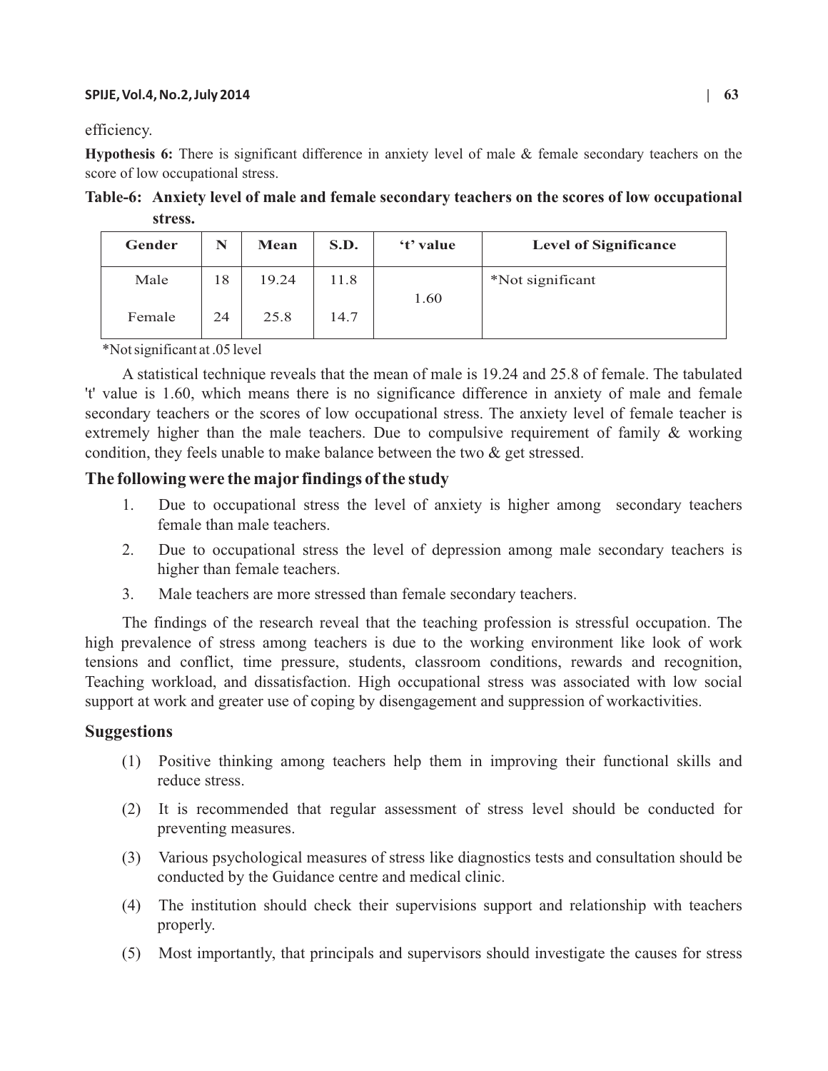efficiency.

**Hypothesis 6:** There is significant difference in anxiety level of male & female secondary teachers on the score of low occupational stress.

**Table-6: Anxiety level of male and female secondary teachers on the scores of low occupational stress.**

| Gender | N | Mean | S.D. | 't' value | Level of Significance |
|---|---|---|---|---|---|
| Male | 18 | 19.24 | 11.8 | 1.60 | *Not significant |
| Female | 24 | 25.8 | 14.7 | | |

*Not significant at .05 level

A statistical technique reveals that the mean of male is 19.24 and 25.8 of female. The tabulated 't' value is 1.60, which means there is no significance difference in anxiety of male and female secondary teachers or the scores of low occupational stress. The anxiety level of female teacher is extremely higher than the male teachers. Due to compulsive requirement of family & working condition, they feels unable to make balance between the two & get stressed.

## The following were the major findings of the study

1. Due to occupational stress the level of anxiety is higher among secondary teachers female than male teachers.
2. Due to occupational stress the level of depression among male secondary teachers is higher than female teachers.
3. Male teachers are more stressed than female secondary teachers.

The findings of the research reveal that the teaching profession is stressful occupation. The high prevalence of stress among teachers is due to the working environment like look of work tensions and conflict, time pressure, students, classroom conditions, rewards and recognition, Teaching workload, and dissatisfaction. High occupational stress was associated with low social support at work and greater use of coping by disengagement and suppression of workactivities.

## Suggestions

(1) Positive thinking among teachers help them in improving their functional skills and reduce stress.

(2) It is recommended that regular assessment of stress level should be conducted for preventing measures.

(3) Various psychological measures of stress like diagnostics tests and consultation should be conducted by the Guidance centre and medical clinic.

(4) The institution should check their supervisions support and relationship with teachers properly.

(5) Most importantly, that principals and supervisors should investigate the causes for stress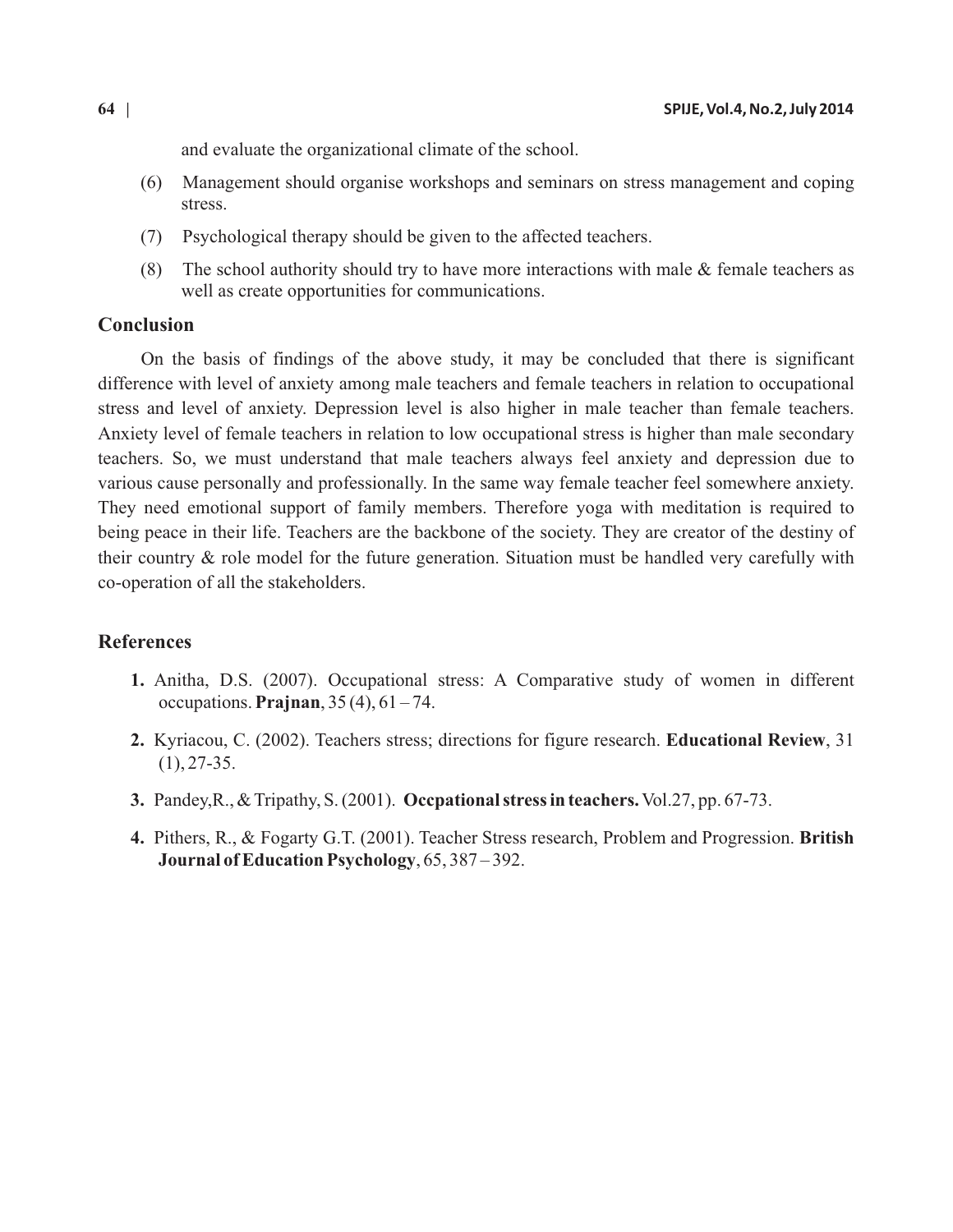and evaluate the organizational climate of the school.

(6) Management should organise workshops and seminars on stress management and coping stress.

(7) Psychological therapy should be given to the affected teachers.

(8) The school authority should try to have more interactions with male & female teachers as well as create opportunities for communications.

## Conclusion

On the basis of findings of the above study, it may be concluded that there is significant difference with level of anxiety among male teachers and female teachers in relation to occupational stress and level of anxiety. Depression level is also higher in male teacher than female teachers. Anxiety level of female teachers in relation to low occupational stress is higher than male secondary teachers. So, we must understand that male teachers always feel anxiety and depression due to various cause personally and professionally. In the same way female teacher feel somewhere anxiety. They need emotional support of family members. Therefore yoga with meditation is required to being peace in their life. Teachers are the backbone of the society. They are creator of the destiny of their country & role model for the future generation. Situation must be handled very carefully with co-operation of all the stakeholders.

## References

1. Anitha, D.S. (2007). Occupational stress: A Comparative study of women in different occupations. **Prajnan**, 35 (4), 61 – 74.

2. Kyriacou, C. (2002). Teachers stress; directions for figure research. **Educational Review**, 31 (1), 27-35.

3. Pandey,R., & Tripathy, S. (2001). **Occpational stress in teachers.** Vol.27, pp. 67-73.

4. Pithers, R., & Fogarty G.T. (2001). Teacher Stress research, Problem and Progression. **British Journal of Education Psychology**, 65, 387 – 392.